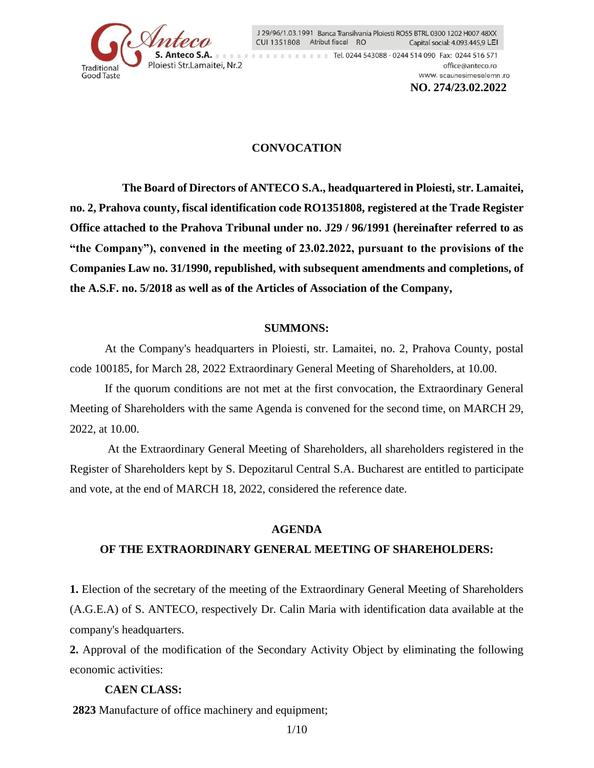S. Anteco S.A.
Ploiesti Str.Lamaitei, Nr.2
Traditional Good Taste

J 29/96/1.03.1991 Banca Transilvania Ploiesti RO55 BTRL 0300 1202 H007 48XX
CUI 1351808 Atribut fiscal RO Capital social: 4.093.445,9 LEI
Tel. 0244 543088 - 0244 514 090 Fax: 0244 516 571
office@anteco.ro
www. scaunesimeselemn .ro

**NO. 274/23.02.2022**

# CONVOCATION

**The Board of Directors of ANTECO S.A., headquartered in Ploiesti, str. Lamaitei, no. 2, Prahova county, fiscal identification code RO1351808, registered at the Trade Register Office attached to the Prahova Tribunal under no. J29 / 96/1991 (hereinafter referred to as "the Company"), convened in the meeting of 23.02.2022, pursuant to the provisions of the Companies Law no. 31/1990, republished, with subsequent amendments and completions, of the A.S.F. no. 5/2018 as well as of the Articles of Association of the Company,**

## SUMMONS:

At the Company's headquarters in Ploiesti, str. Lamaitei, no. 2, Prahova County, postal code 100185, for March 28, 2022 Extraordinary General Meeting of Shareholders, at 10.00.

If the quorum conditions are not met at the first convocation, the Extraordinary General Meeting of Shareholders with the same Agenda is convened for the second time, on MARCH 29, 2022, at 10.00.

At the Extraordinary General Meeting of Shareholders, all shareholders registered in the Register of Shareholders kept by S. Depozitarul Central S.A. Bucharest are entitled to participate and vote, at the end of MARCH 18, 2022, considered the reference date.

## AGENDA
## OF THE EXTRAORDINARY GENERAL MEETING OF SHAREHOLDERS:

**1.** Election of the secretary of the meeting of the Extraordinary General Meeting of Shareholders (A.G.E.A) of S. ANTECO, respectively Dr. Calin Maria with identification data available at the company's headquarters.

**2.** Approval of the modification of the Secondary Activity Object by eliminating the following economic activities:

**CAEN CLASS:**

**2823** Manufacture of office machinery and equipment;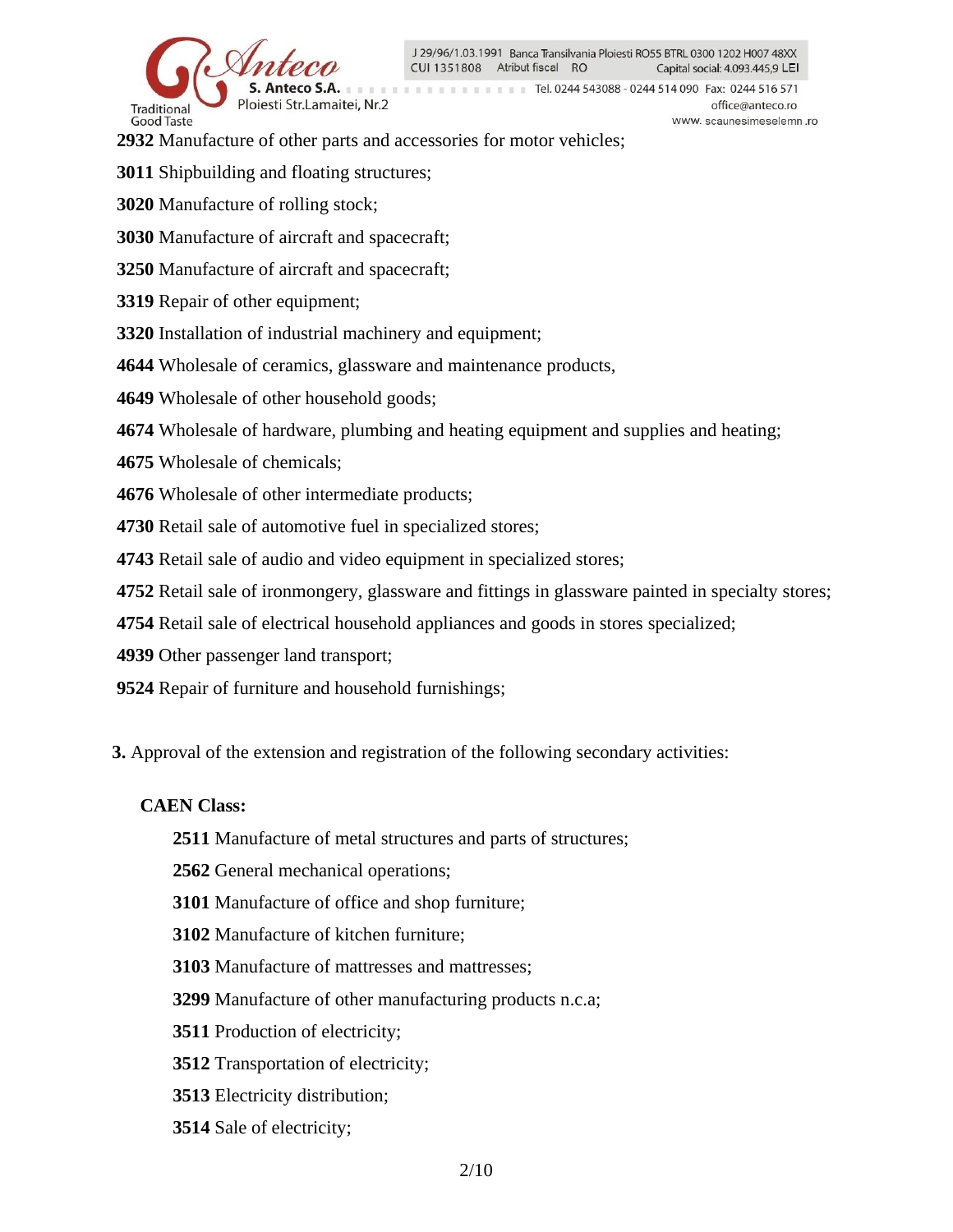**2932** Manufacture of other parts and accessories for motor vehicles;

**3011** Shipbuilding and floating structures;

**3020** Manufacture of rolling stock;

**3030** Manufacture of aircraft and spacecraft;

**3250** Manufacture of aircraft and spacecraft;

**3319** Repair of other equipment;

**3320** Installation of industrial machinery and equipment;

**4644** Wholesale of ceramics, glassware and maintenance products,

**4649** Wholesale of other household goods;

**4674** Wholesale of hardware, plumbing and heating equipment and supplies and heating;

**4675** Wholesale of chemicals;

**4676** Wholesale of other intermediate products;

**4730** Retail sale of automotive fuel in specialized stores;

**4743** Retail sale of audio and video equipment in specialized stores;

**4752** Retail sale of ironmongery, glassware and fittings in glassware painted in specialty stores;

**4754** Retail sale of electrical household appliances and goods in stores specialized;

**4939** Other passenger land transport;

**9524** Repair of furniture and household furnishings;

**3.** Approval of the extension and registration of the following secondary activities:

**CAEN Class:**

**2511** Manufacture of metal structures and parts of structures;

**2562** General mechanical operations;

**3101** Manufacture of office and shop furniture;

**3102** Manufacture of kitchen furniture;

**3103** Manufacture of mattresses and mattresses;

**3299** Manufacture of other manufacturing products n.c.a;

**3511** Production of electricity;

**3512** Transportation of electricity;

**3513** Electricity distribution;

**3514** Sale of electricity;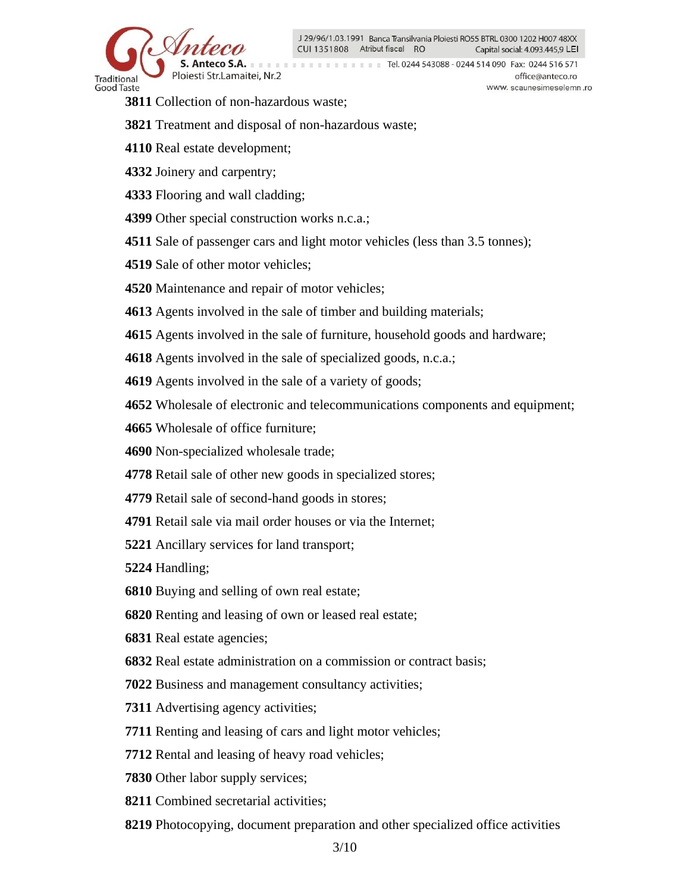**3811** Collection of non-hazardous waste;

**3821** Treatment and disposal of non-hazardous waste;

**4110** Real estate development;

**4332** Joinery and carpentry;

**4333** Flooring and wall cladding;

**4399** Other special construction works n.c.a.;

**4511** Sale of passenger cars and light motor vehicles (less than 3.5 tonnes);

**4519** Sale of other motor vehicles;

**4520** Maintenance and repair of motor vehicles;

**4613** Agents involved in the sale of timber and building materials;

**4615** Agents involved in the sale of furniture, household goods and hardware;

**4618** Agents involved in the sale of specialized goods, n.c.a.;

**4619** Agents involved in the sale of a variety of goods;

**4652** Wholesale of electronic and telecommunications components and equipment;

**4665** Wholesale of office furniture;

**4690** Non-specialized wholesale trade;

**4778** Retail sale of other new goods in specialized stores;

**4779** Retail sale of second-hand goods in stores;

**4791** Retail sale via mail order houses or via the Internet;

**5221** Ancillary services for land transport;

**5224** Handling;

**6810** Buying and selling of own real estate;

**6820** Renting and leasing of own or leased real estate;

**6831** Real estate agencies;

**6832** Real estate administration on a commission or contract basis;

**7022** Business and management consultancy activities;

**7311** Advertising agency activities;

**7711** Renting and leasing of cars and light motor vehicles;

**7712** Rental and leasing of heavy road vehicles;

**7830** Other labor supply services;

**8211** Combined secretarial activities;

**8219** Photocopying, document preparation and other specialized office activities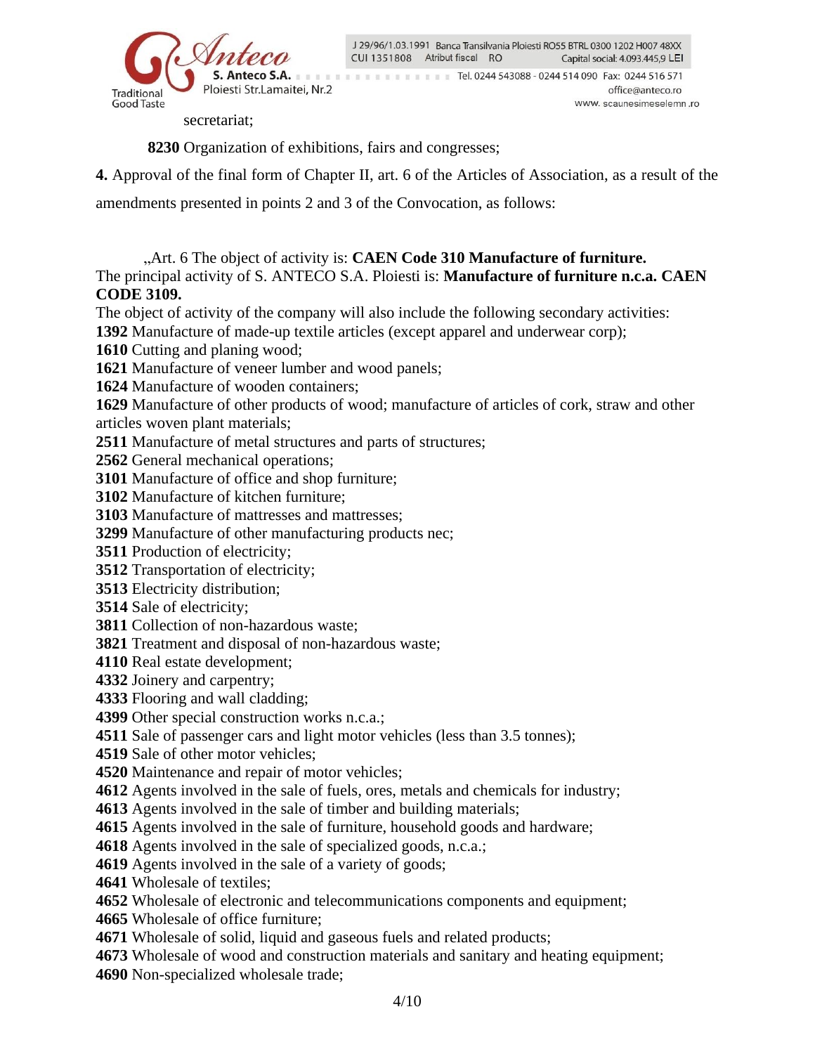secretariat;

**8230** Organization of exhibitions, fairs and congresses;

**4.** Approval of the final form of Chapter II, art. 6 of the Articles of Association, as a result of the amendments presented in points 2 and 3 of the Convocation, as follows:

„Art. 6 The object of activity is: **CAEN Code 310 Manufacture of furniture.**
The principal activity of S. ANTECO S.A. Ploiesti is: **Manufacture of furniture n.c.a. CAEN CODE 3109.**
The object of activity of the company will also include the following secondary activities:
**1392** Manufacture of made-up textile articles (except apparel and underwear corp);
**1610** Cutting and planing wood;
**1621** Manufacture of veneer lumber and wood panels;
**1624** Manufacture of wooden containers;
**1629** Manufacture of other products of wood; manufacture of articles of cork, straw and other articles woven plant materials;
**2511** Manufacture of metal structures and parts of structures;
**2562** General mechanical operations;
**3101** Manufacture of office and shop furniture;
**3102** Manufacture of kitchen furniture;
**3103** Manufacture of mattresses and mattresses;
**3299** Manufacture of other manufacturing products nec;
**3511** Production of electricity;
**3512** Transportation of electricity;
**3513** Electricity distribution;
**3514** Sale of electricity;
**3811** Collection of non-hazardous waste;
**3821** Treatment and disposal of non-hazardous waste;
**4110** Real estate development;
**4332** Joinery and carpentry;
**4333** Flooring and wall cladding;
**4399** Other special construction works n.c.a.;
**4511** Sale of passenger cars and light motor vehicles (less than 3.5 tonnes);
**4519** Sale of other motor vehicles;
**4520** Maintenance and repair of motor vehicles;
**4612** Agents involved in the sale of fuels, ores, metals and chemicals for industry;
**4613** Agents involved in the sale of timber and building materials;
**4615** Agents involved in the sale of furniture, household goods and hardware;
**4618** Agents involved in the sale of specialized goods, n.c.a.;
**4619** Agents involved in the sale of a variety of goods;
**4641** Wholesale of textiles;
**4652** Wholesale of electronic and telecommunications components and equipment;
**4665** Wholesale of office furniture;
**4671** Wholesale of solid, liquid and gaseous fuels and related products;
**4673** Wholesale of wood and construction materials and sanitary and heating equipment;
**4690** Non-specialized wholesale trade;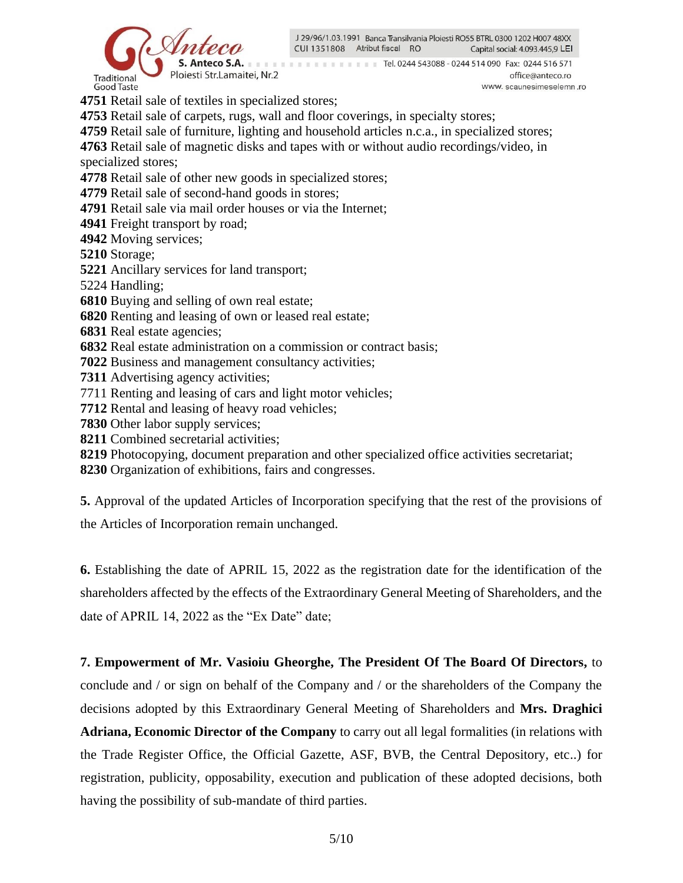**4751** Retail sale of textiles in specialized stores;
**4753** Retail sale of carpets, rugs, wall and floor coverings, in specialty stores;
**4759** Retail sale of furniture, lighting and household articles n.c.a., in specialized stores;
**4763** Retail sale of magnetic disks and tapes with or without audio recordings/video, in specialized stores;
**4778** Retail sale of other new goods in specialized stores;
**4779** Retail sale of second-hand goods in stores;
**4791** Retail sale via mail order houses or via the Internet;
**4941** Freight transport by road;
**4942** Moving services;
**5210** Storage;
**5221** Ancillary services for land transport;
5224 Handling;
**6810** Buying and selling of own real estate;
**6820** Renting and leasing of own or leased real estate;
**6831** Real estate agencies;
**6832** Real estate administration on a commission or contract basis;
**7022** Business and management consultancy activities;
**7311** Advertising agency activities;
7711 Renting and leasing of cars and light motor vehicles;
**7712** Rental and leasing of heavy road vehicles;
**7830** Other labor supply services;
**8211** Combined secretarial activities;
**8219** Photocopying, document preparation and other specialized office activities secretariat;
**8230** Organization of exhibitions, fairs and congresses.

**5.** Approval of the updated Articles of Incorporation specifying that the rest of the provisions of the Articles of Incorporation remain unchanged.

**6.** Establishing the date of APRIL 15, 2022 as the registration date for the identification of the shareholders affected by the effects of the Extraordinary General Meeting of Shareholders, and the date of APRIL 14, 2022 as the "Ex Date" date;

**7. Empowerment of Mr. Vasioiu Gheorghe, The President Of The Board Of Directors,** to conclude and / or sign on behalf of the Company and / or the shareholders of the Company the decisions adopted by this Extraordinary General Meeting of Shareholders and **Mrs. Draghici Adriana, Economic Director of the Company** to carry out all legal formalities (in relations with the Trade Register Office, the Official Gazette, ASF, BVB, the Central Depository, etc..) for registration, publicity, opposability, execution and publication of these adopted decisions, both having the possibility of sub-mandate of third parties.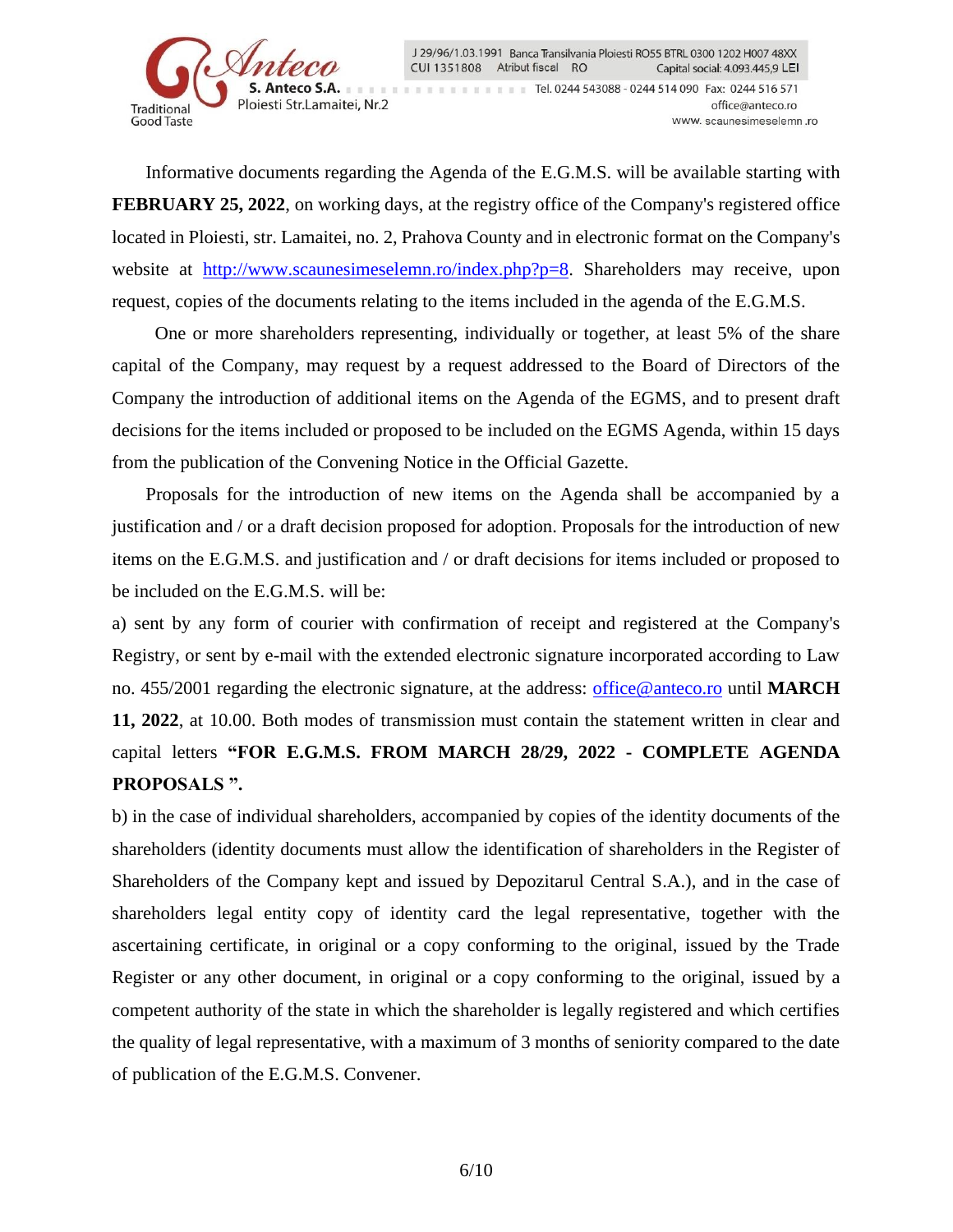Informative documents regarding the Agenda of the E.G.M.S. will be available starting with **FEBRUARY 25, 2022**, on working days, at the registry office of the Company's registered office located in Ploiesti, str. Lamaitei, no. 2, Prahova County and in electronic format on the Company's website at http://www.scaunesimeselemn.ro/index.php?p=8. Shareholders may receive, upon request, copies of the documents relating to the items included in the agenda of the E.G.M.S.

One or more shareholders representing, individually or together, at least 5% of the share capital of the Company, may request by a request addressed to the Board of Directors of the Company the introduction of additional items on the Agenda of the EGMS, and to present draft decisions for the items included or proposed to be included on the EGMS Agenda, within 15 days from the publication of the Convening Notice in the Official Gazette.

Proposals for the introduction of new items on the Agenda shall be accompanied by a justification and / or a draft decision proposed for adoption. Proposals for the introduction of new items on the E.G.M.S. and justification and / or draft decisions for items included or proposed to be included on the E.G.M.S. will be:

a) sent by any form of courier with confirmation of receipt and registered at the Company's Registry, or sent by e-mail with the extended electronic signature incorporated according to Law no. 455/2001 regarding the electronic signature, at the address: office@anteco.ro until **MARCH 11, 2022**, at 10.00. Both modes of transmission must contain the statement written in clear and capital letters **"FOR E.G.M.S. FROM MARCH 28/29, 2022 - COMPLETE AGENDA PROPOSALS ".**

b) in the case of individual shareholders, accompanied by copies of the identity documents of the shareholders (identity documents must allow the identification of shareholders in the Register of Shareholders of the Company kept and issued by Depozitarul Central S.A.), and in the case of shareholders legal entity copy of identity card the legal representative, together with the ascertaining certificate, in original or a copy conforming to the original, issued by the Trade Register or any other document, in original or a copy conforming to the original, issued by a competent authority of the state in which the shareholder is legally registered and which certifies the quality of legal representative, with a maximum of 3 months of seniority compared to the date of publication of the E.G.M.S. Convener.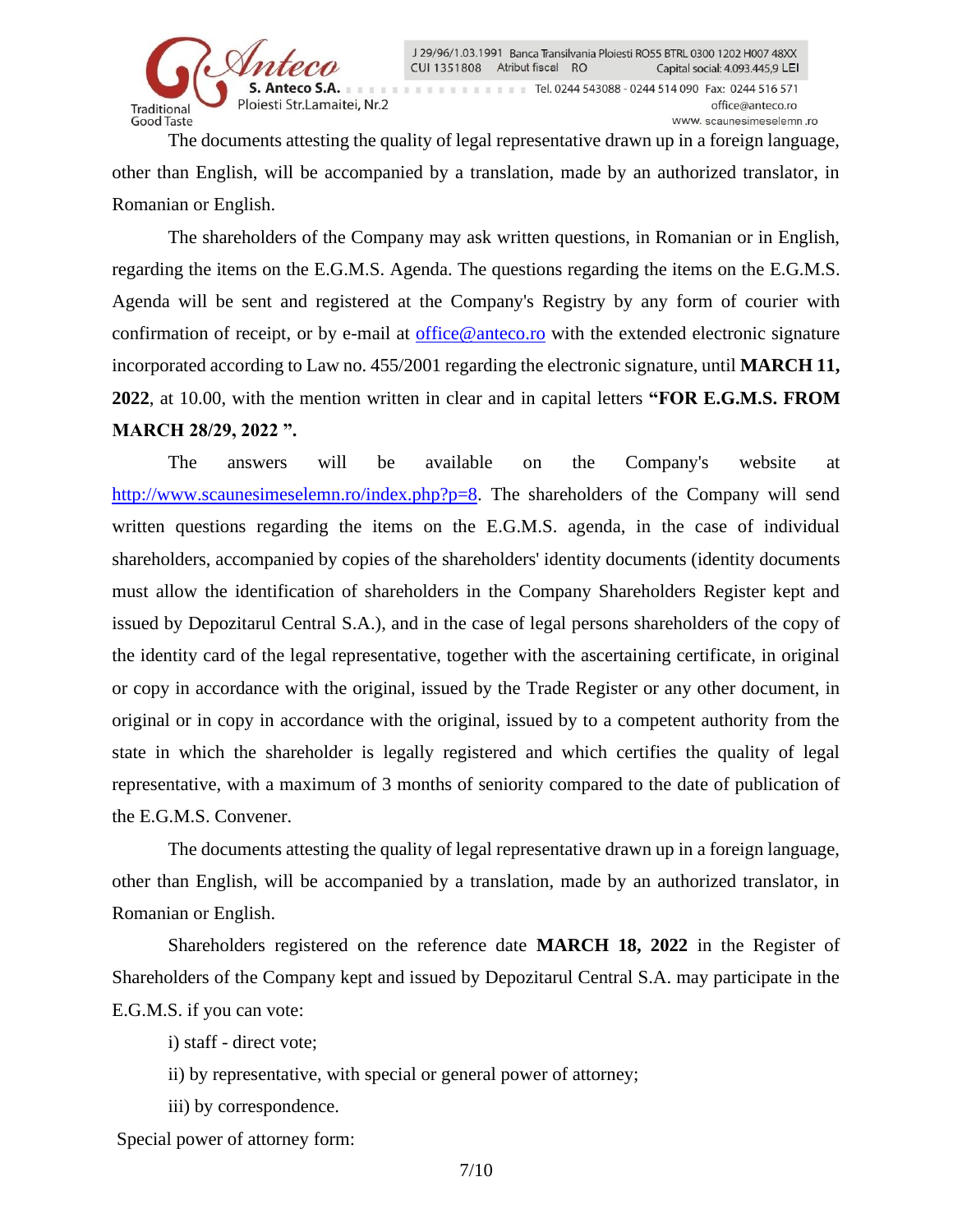The documents attesting the quality of legal representative drawn up in a foreign language, other than English, will be accompanied by a translation, made by an authorized translator, in Romanian or English.

The shareholders of the Company may ask written questions, in Romanian or in English, regarding the items on the E.G.M.S. Agenda. The questions regarding the items on the E.G.M.S. Agenda will be sent and registered at the Company's Registry by any form of courier with confirmation of receipt, or by e-mail at office@anteco.ro with the extended electronic signature incorporated according to Law no. 455/2001 regarding the electronic signature, until **MARCH 11, 2022**, at 10.00, with the mention written in clear and in capital letters **"FOR E.G.M.S. FROM MARCH 28/29, 2022 ".**

The answers will be available on the Company's website at http://www.scaunesimeselemn.ro/index.php?p=8. The shareholders of the Company will send written questions regarding the items on the E.G.M.S. agenda, in the case of individual shareholders, accompanied by copies of the shareholders' identity documents (identity documents must allow the identification of shareholders in the Company Shareholders Register kept and issued by Depozitarul Central S.A.), and in the case of legal persons shareholders of the copy of the identity card of the legal representative, together with the ascertaining certificate, in original or copy in accordance with the original, issued by the Trade Register or any other document, in original or in copy in accordance with the original, issued by to a competent authority from the state in which the shareholder is legally registered and which certifies the quality of legal representative, with a maximum of 3 months of seniority compared to the date of publication of the E.G.M.S. Convener.

The documents attesting the quality of legal representative drawn up in a foreign language, other than English, will be accompanied by a translation, made by an authorized translator, in Romanian or English.

Shareholders registered on the reference date **MARCH 18, 2022** in the Register of Shareholders of the Company kept and issued by Depozitarul Central S.A. may participate in the E.G.M.S. if you can vote:

i) staff - direct vote;

ii) by representative, with special or general power of attorney;

iii) by correspondence.

Special power of attorney form: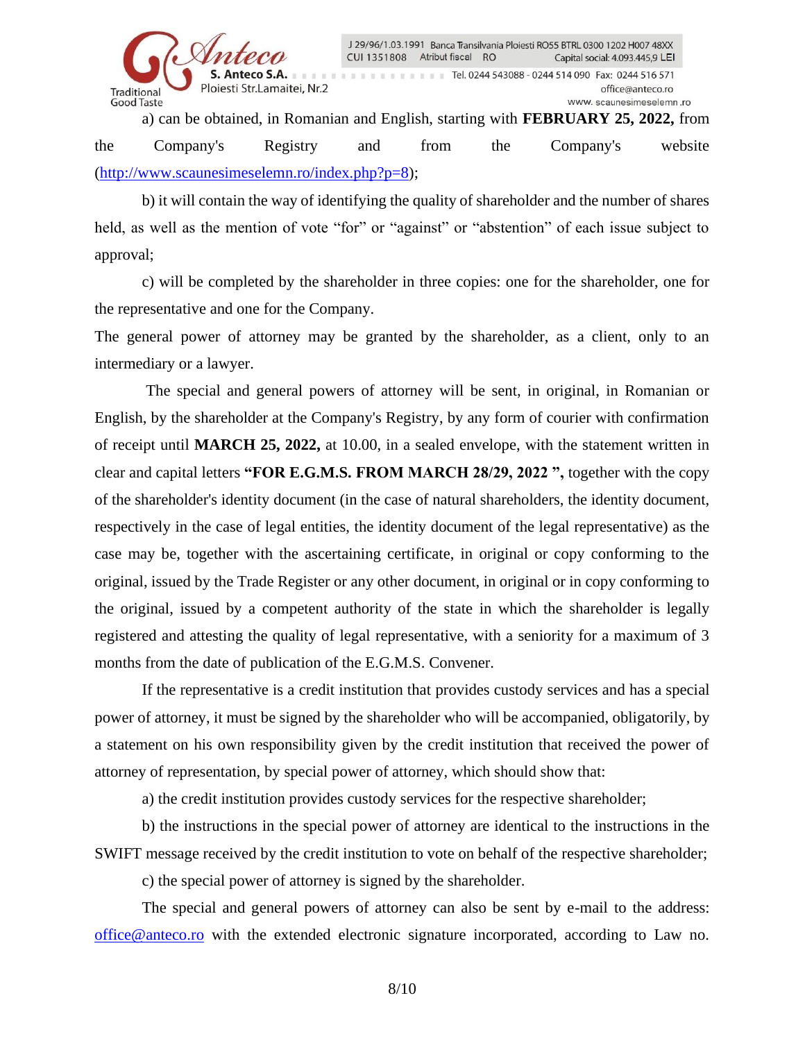a) can be obtained, in Romanian and English, starting with **FEBRUARY 25, 2022,** from the Company's Registry and from the Company's website (http://www.scaunesimeselemn.ro/index.php?p=8);

b) it will contain the way of identifying the quality of shareholder and the number of shares held, as well as the mention of vote "for" or "against" or "abstention" of each issue subject to approval;

c) will be completed by the shareholder in three copies: one for the shareholder, one for the representative and one for the Company.

The general power of attorney may be granted by the shareholder, as a client, only to an intermediary or a lawyer.

The special and general powers of attorney will be sent, in original, in Romanian or English, by the shareholder at the Company's Registry, by any form of courier with confirmation of receipt until **MARCH 25, 2022,** at 10.00, in a sealed envelope, with the statement written in clear and capital letters **"FOR E.G.M.S. FROM MARCH 28/29, 2022 ",** together with the copy of the shareholder's identity document (in the case of natural shareholders, the identity document, respectively in the case of legal entities, the identity document of the legal representative) as the case may be, together with the ascertaining certificate, in original or copy conforming to the original, issued by the Trade Register or any other document, in original or in copy conforming to the original, issued by a competent authority of the state in which the shareholder is legally registered and attesting the quality of legal representative, with a seniority for a maximum of 3 months from the date of publication of the E.G.M.S. Convener.

If the representative is a credit institution that provides custody services and has a special power of attorney, it must be signed by the shareholder who will be accompanied, obligatorily, by a statement on his own responsibility given by the credit institution that received the power of attorney of representation, by special power of attorney, which should show that:

a) the credit institution provides custody services for the respective shareholder;

b) the instructions in the special power of attorney are identical to the instructions in the SWIFT message received by the credit institution to vote on behalf of the respective shareholder;

c) the special power of attorney is signed by the shareholder.

The special and general powers of attorney can also be sent by e-mail to the address: office@anteco.ro with the extended electronic signature incorporated, according to Law no.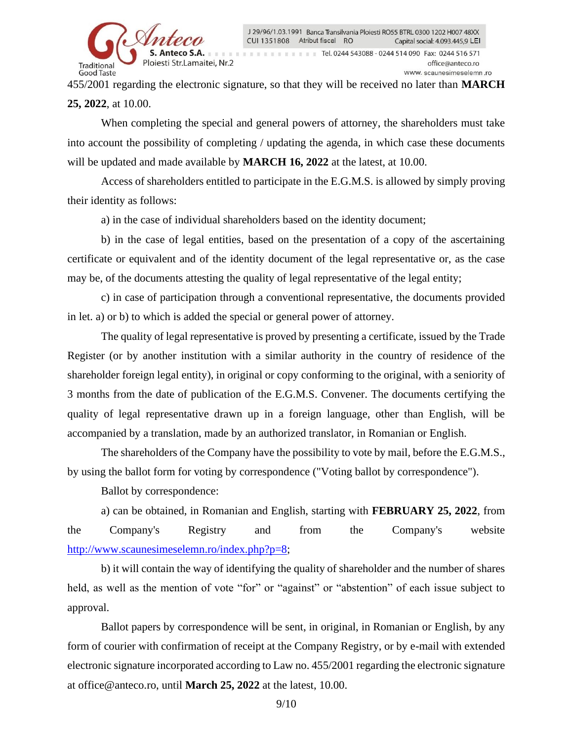455/2001 regarding the electronic signature, so that they will be received no later than **MARCH 25, 2022**, at 10.00.

When completing the special and general powers of attorney, the shareholders must take into account the possibility of completing / updating the agenda, in which case these documents will be updated and made available by **MARCH 16, 2022** at the latest, at 10.00.

Access of shareholders entitled to participate in the E.G.M.S. is allowed by simply proving their identity as follows:

a) in the case of individual shareholders based on the identity document;

b) in the case of legal entities, based on the presentation of a copy of the ascertaining certificate or equivalent and of the identity document of the legal representative or, as the case may be, of the documents attesting the quality of legal representative of the legal entity;

c) in case of participation through a conventional representative, the documents provided in let. a) or b) to which is added the special or general power of attorney.

The quality of legal representative is proved by presenting a certificate, issued by the Trade Register (or by another institution with a similar authority in the country of residence of the shareholder foreign legal entity), in original or copy conforming to the original, with a seniority of 3 months from the date of publication of the E.G.M.S. Convener. The documents certifying the quality of legal representative drawn up in a foreign language, other than English, will be accompanied by a translation, made by an authorized translator, in Romanian or English.

The shareholders of the Company have the possibility to vote by mail, before the E.G.M.S., by using the ballot form for voting by correspondence ("Voting ballot by correspondence").

Ballot by correspondence:

a) can be obtained, in Romanian and English, starting with **FEBRUARY 25, 2022**, from the Company's Registry and from the Company's website http://www.scaunesimeselemn.ro/index.php?p=8;

b) it will contain the way of identifying the quality of shareholder and the number of shares held, as well as the mention of vote "for" or "against" or "abstention" of each issue subject to approval.

Ballot papers by correspondence will be sent, in original, in Romanian or English, by any form of courier with confirmation of receipt at the Company Registry, or by e-mail with extended electronic signature incorporated according to Law no. 455/2001 regarding the electronic signature at office@anteco.ro, until **March 25, 2022** at the latest, 10.00.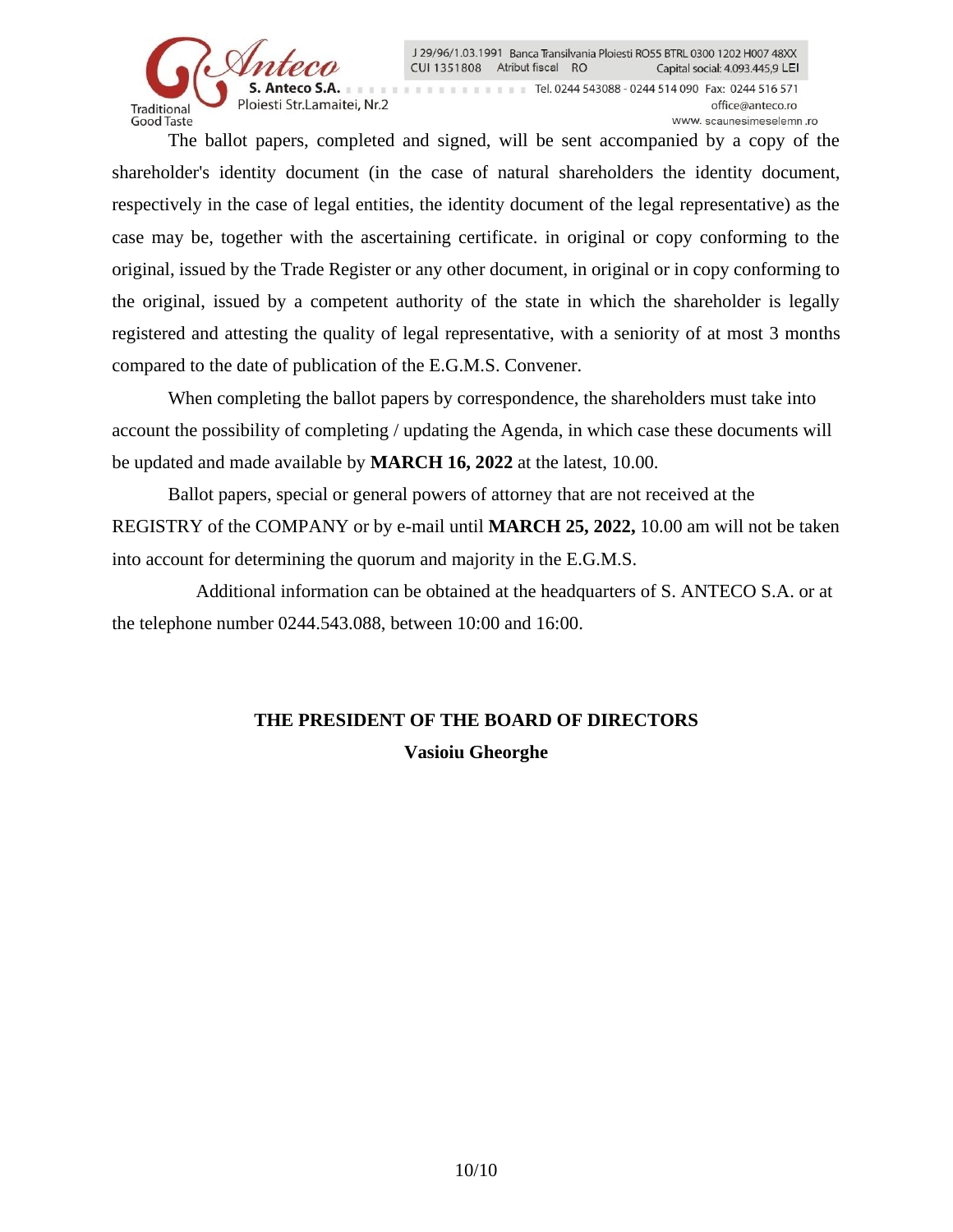The ballot papers, completed and signed, will be sent accompanied by a copy of the shareholder's identity document (in the case of natural shareholders the identity document, respectively in the case of legal entities, the identity document of the legal representative) as the case may be, together with the ascertaining certificate. in original or copy conforming to the original, issued by the Trade Register or any other document, in original or in copy conforming to the original, issued by a competent authority of the state in which the shareholder is legally registered and attesting the quality of legal representative, with a seniority of at most 3 months compared to the date of publication of the E.G.M.S. Convener.

When completing the ballot papers by correspondence, the shareholders must take into account the possibility of completing / updating the Agenda, in which case these documents will be updated and made available by **MARCH 16, 2022** at the latest, 10.00.

Ballot papers, special or general powers of attorney that are not received at the REGISTRY of the COMPANY or by e-mail until **MARCH 25, 2022,** 10.00 am will not be taken into account for determining the quorum and majority in the E.G.M.S.

Additional information can be obtained at the headquarters of S. ANTECO S.A. or at the telephone number 0244.543.088, between 10:00 and 16:00.

**THE PRESIDENT OF THE BOARD OF DIRECTORS**

**Vasioiu Gheorghe**